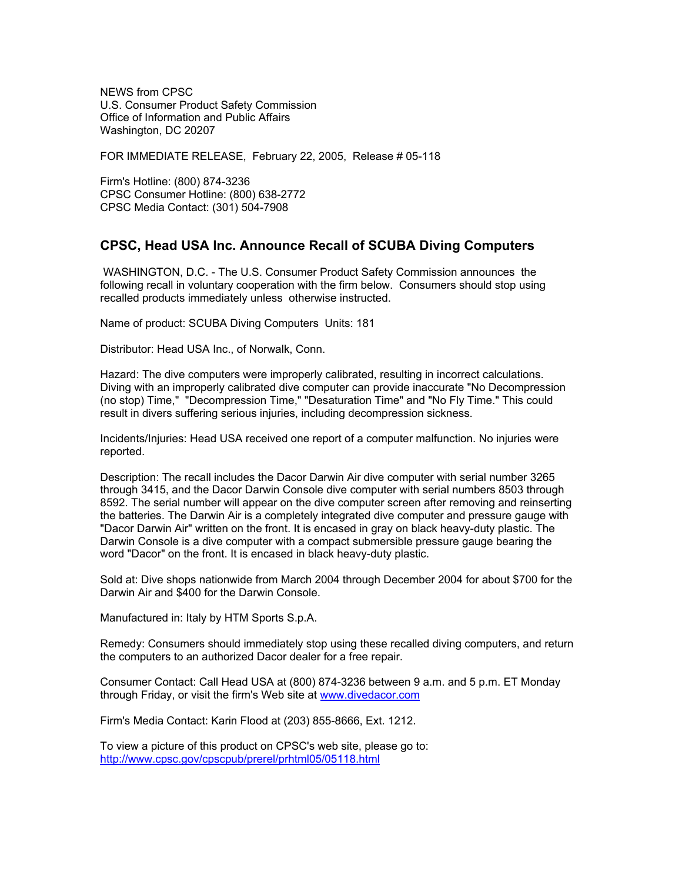NEWS from CPSC
U.S. Consumer Product Safety Commission
Office of Information and Public Affairs
Washington, DC 20207

FOR IMMEDIATE RELEASE, February 22, 2005, Release # 05-118

Firm's Hotline: (800) 874-3236
CPSC Consumer Hotline: (800) 638-2772
CPSC Media Contact: (301) 504-7908

## CPSC, Head USA Inc. Announce Recall of SCUBA Diving Computers

WASHINGTON, D.C. - The U.S. Consumer Product Safety Commission announces the following recall in voluntary cooperation with the firm below. Consumers should stop using recalled products immediately unless otherwise instructed.

Name of product: SCUBA Diving Computers Units: 181

Distributor: Head USA Inc., of Norwalk, Conn.

Hazard: The dive computers were improperly calibrated, resulting in incorrect calculations. Diving with an improperly calibrated dive computer can provide inaccurate "No Decompression (no stop) Time," "Decompression Time," "Desaturation Time" and "No Fly Time." This could result in divers suffering serious injuries, including decompression sickness.

Incidents/Injuries: Head USA received one report of a computer malfunction. No injuries were reported.

Description: The recall includes the Dacor Darwin Air dive computer with serial number 3265 through 3415, and the Dacor Darwin Console dive computer with serial numbers 8503 through 8592. The serial number will appear on the dive computer screen after removing and reinserting the batteries. The Darwin Air is a completely integrated dive computer and pressure gauge with "Dacor Darwin Air" written on the front. It is encased in gray on black heavy-duty plastic. The Darwin Console is a dive computer with a compact submersible pressure gauge bearing the word "Dacor" on the front. It is encased in black heavy-duty plastic.

Sold at: Dive shops nationwide from March 2004 through December 2004 for about $700 for the Darwin Air and $400 for the Darwin Console.

Manufactured in: Italy by HTM Sports S.p.A.

Remedy: Consumers should immediately stop using these recalled diving computers, and return the computers to an authorized Dacor dealer for a free repair.

Consumer Contact: Call Head USA at (800) 874-3236 between 9 a.m. and 5 p.m. ET Monday through Friday, or visit the firm's Web site at www.divedacor.com

Firm's Media Contact: Karin Flood at (203) 855-8666, Ext. 1212.

To view a picture of this product on CPSC's web site, please go to:
http://www.cpsc.gov/cpscpub/prerel/prhtml05/05118.html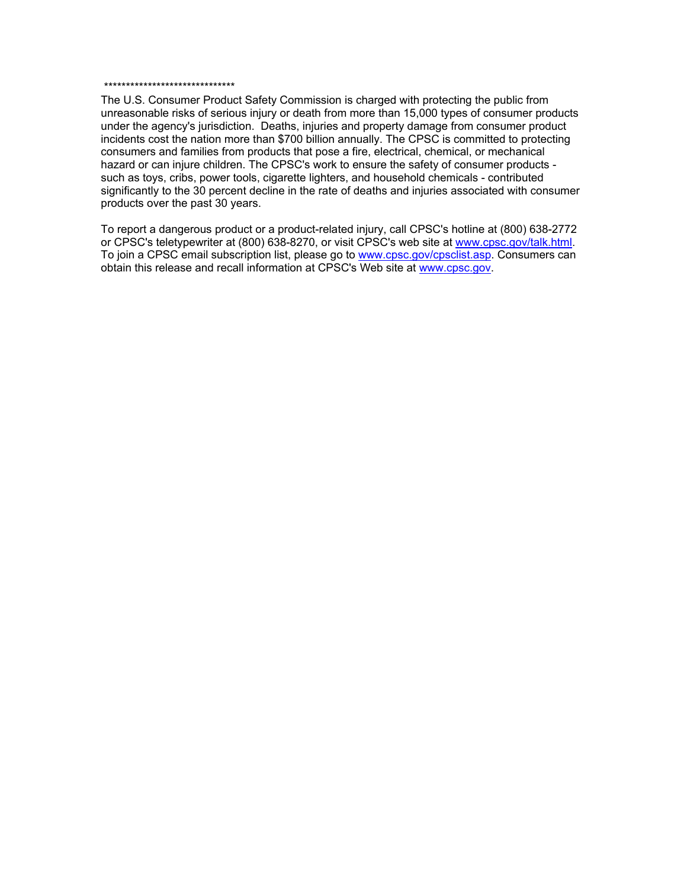******************************

The U.S. Consumer Product Safety Commission is charged with protecting the public from unreasonable risks of serious injury or death from more than 15,000 types of consumer products under the agency's jurisdiction. Deaths, injuries and property damage from consumer product incidents cost the nation more than $700 billion annually. The CPSC is committed to protecting consumers and families from products that pose a fire, electrical, chemical, or mechanical hazard or can injure children. The CPSC's work to ensure the safety of consumer products - such as toys, cribs, power tools, cigarette lighters, and household chemicals - contributed significantly to the 30 percent decline in the rate of deaths and injuries associated with consumer products over the past 30 years.

To report a dangerous product or a product-related injury, call CPSC's hotline at (800) 638-2772 or CPSC's teletypewriter at (800) 638-8270, or visit CPSC's web site at [www.cpsc.gov/talk.html](http://www.cpsc.gov/talk.html). To join a CPSC email subscription list, please go to [www.cpsc.gov/cpsclist.asp](http://www.cpsc.gov/cpsclist.asp). Consumers can obtain this release and recall information at CPSC's Web site at [www.cpsc.gov](http://www.cpsc.gov).